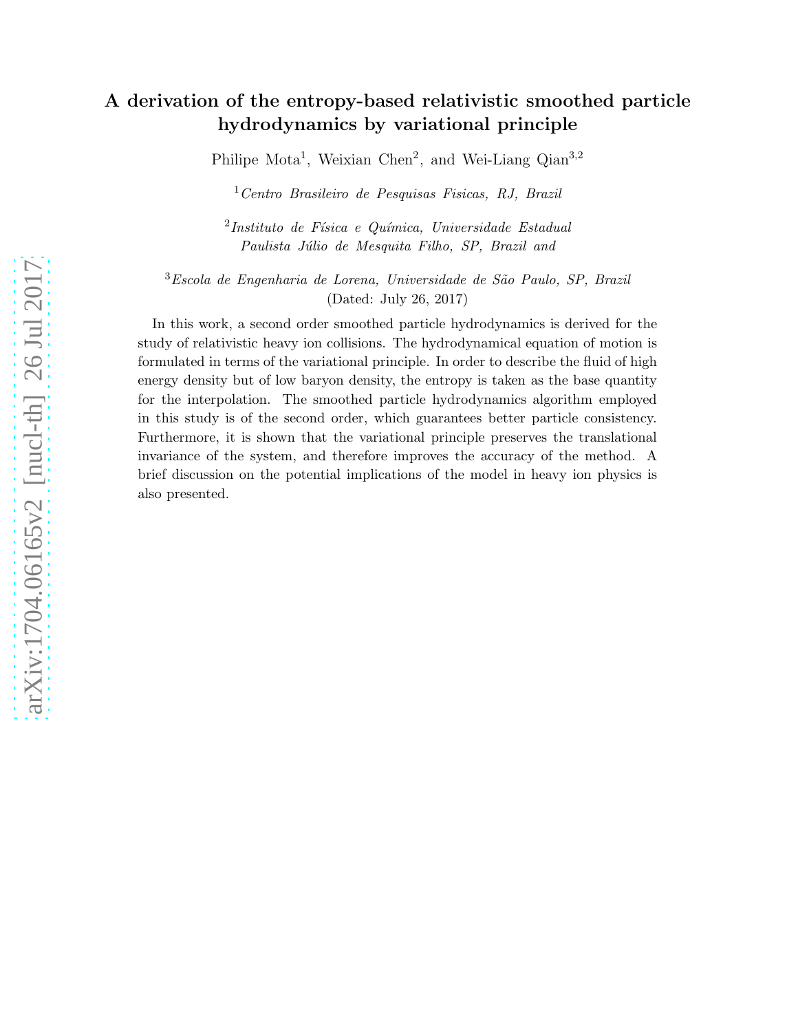# A derivation of the entropy-based relativistic smoothed particle hydrodynamics by variational principle

Philipe Mota[1], Weixian Chen[2], and Wei-Liang Qian[3,2]

[1] *Centro Brasileiro de Pesquisas Fisicas, RJ, Brazil*

[2] *Instituto de Física e Química, Universidade Estadual Paulista Júlio de Mesquita Filho, SP, Brazil and*

[3] *Escola de Engenharia de Lorena, Universidade de São Paulo, SP, Brazil*

(Dated: July 26, 2017)

In this work, a second order smoothed particle hydrodynamics is derived for the study of relativistic heavy ion collisions. The hydrodynamical equation of motion is formulated in terms of the variational principle. In order to describe the fluid of high energy density but of low baryon density, the entropy is taken as the base quantity for the interpolation. The smoothed particle hydrodynamics algorithm employed in this study is of the second order, which guarantees better particle consistency. Furthermore, it is shown that the variational principle preserves the translational invariance of the system, and therefore improves the accuracy of the method. A brief discussion on the potential implications of the model in heavy ion physics is also presented.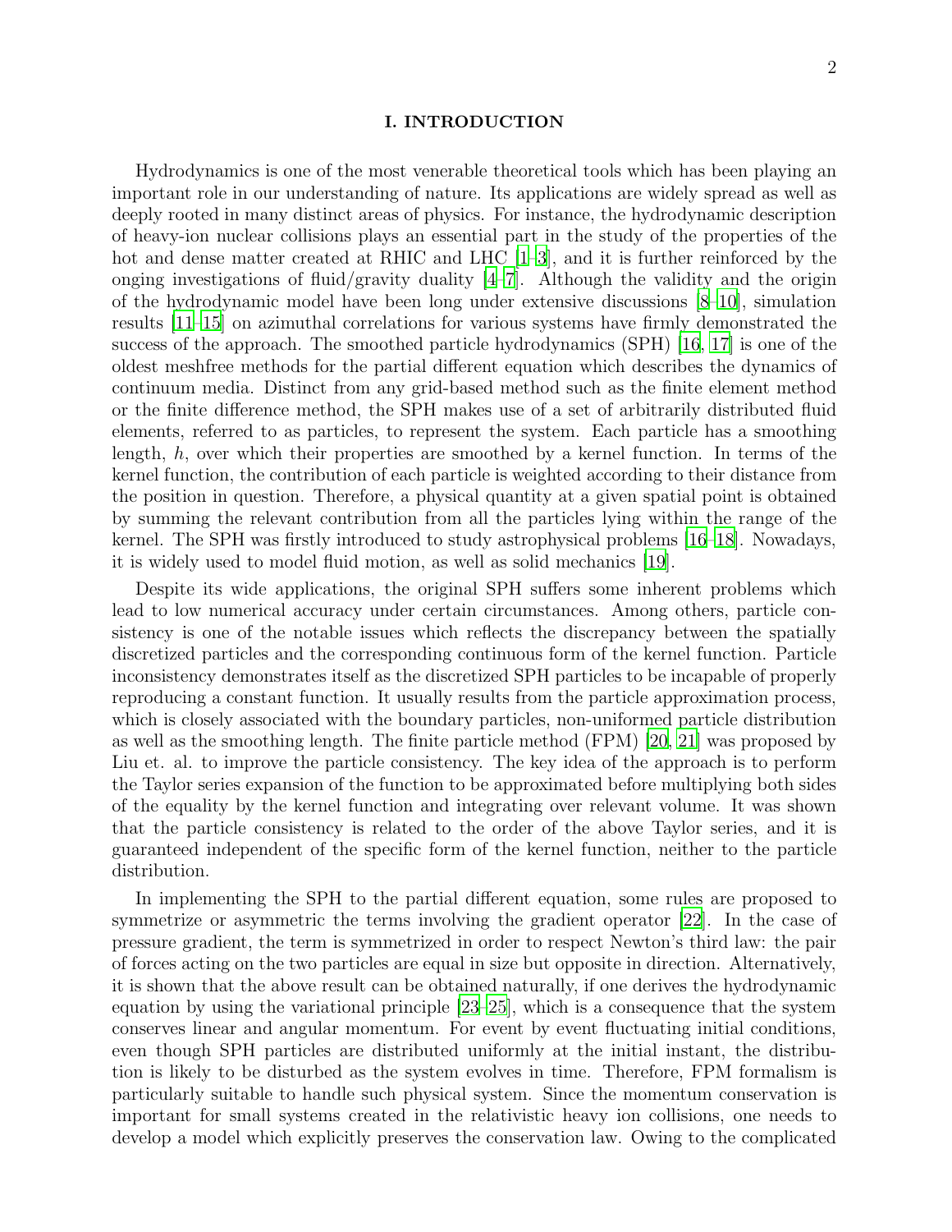## I. INTRODUCTION

Hydrodynamics is one of the most venerable theoretical tools which has been playing an important role in our understanding of nature. Its applications are widely spread as well as deeply rooted in many distinct areas of physics. For instance, the hydrodynamic description of heavy-ion nuclear collisions plays an essential part in the study of the properties of the hot and dense matter created at RHIC and LHC [1–3], and it is further reinforced by the onging investigations of fluid/gravity duality [4–7]. Although the validity and the origin of the hydrodynamic model have been long under extensive discussions [8–10], simulation results [11–15] on azimuthal correlations for various systems have firmly demonstrated the success of the approach. The smoothed particle hydrodynamics (SPH) [16, 17] is one of the oldest meshfree methods for the partial different equation which describes the dynamics of continuum media. Distinct from any grid-based method such as the finite element method or the finite difference method, the SPH makes use of a set of arbitrarily distributed fluid elements, referred to as particles, to represent the system. Each particle has a smoothing length, $h$, over which their properties are smoothed by a kernel function. In terms of the kernel function, the contribution of each particle is weighted according to their distance from the position in question. Therefore, a physical quantity at a given spatial point is obtained by summing the relevant contribution from all the particles lying within the range of the kernel. The SPH was firstly introduced to study astrophysical problems [16–18]. Nowadays, it is widely used to model fluid motion, as well as solid mechanics [19].

Despite its wide applications, the original SPH suffers some inherent problems which lead to low numerical accuracy under certain circumstances. Among others, particle consistency is one of the notable issues which reflects the discrepancy between the spatially discretized particles and the corresponding continuous form of the kernel function. Particle inconsistency demonstrates itself as the discretized SPH particles to be incapable of properly reproducing a constant function. It usually results from the particle approximation process, which is closely associated with the boundary particles, non-uniformed particle distribution as well as the smoothing length. The finite particle method (FPM) [20, 21] was proposed by Liu et. al. to improve the particle consistency. The key idea of the approach is to perform the Taylor series expansion of the function to be approximated before multiplying both sides of the equality by the kernel function and integrating over relevant volume. It was shown that the particle consistency is related to the order of the above Taylor series, and it is guaranteed independent of the specific form of the kernel function, neither to the particle distribution.

In implementing the SPH to the partial different equation, some rules are proposed to symmetrize or asymmetric the terms involving the gradient operator [22]. In the case of pressure gradient, the term is symmetrized in order to respect Newton's third law: the pair of forces acting on the two particles are equal in size but opposite in direction. Alternatively, it is shown that the above result can be obtained naturally, if one derives the hydrodynamic equation by using the variational principle [23–25], which is a consequence that the system conserves linear and angular momentum. For event by event fluctuating initial conditions, even though SPH particles are distributed uniformly at the initial instant, the distribution is likely to be disturbed as the system evolves in time. Therefore, FPM formalism is particularly suitable to handle such physical system. Since the momentum conservation is important for small systems created in the relativistic heavy ion collisions, one needs to develop a model which explicitly preserves the conservation law. Owing to the complicated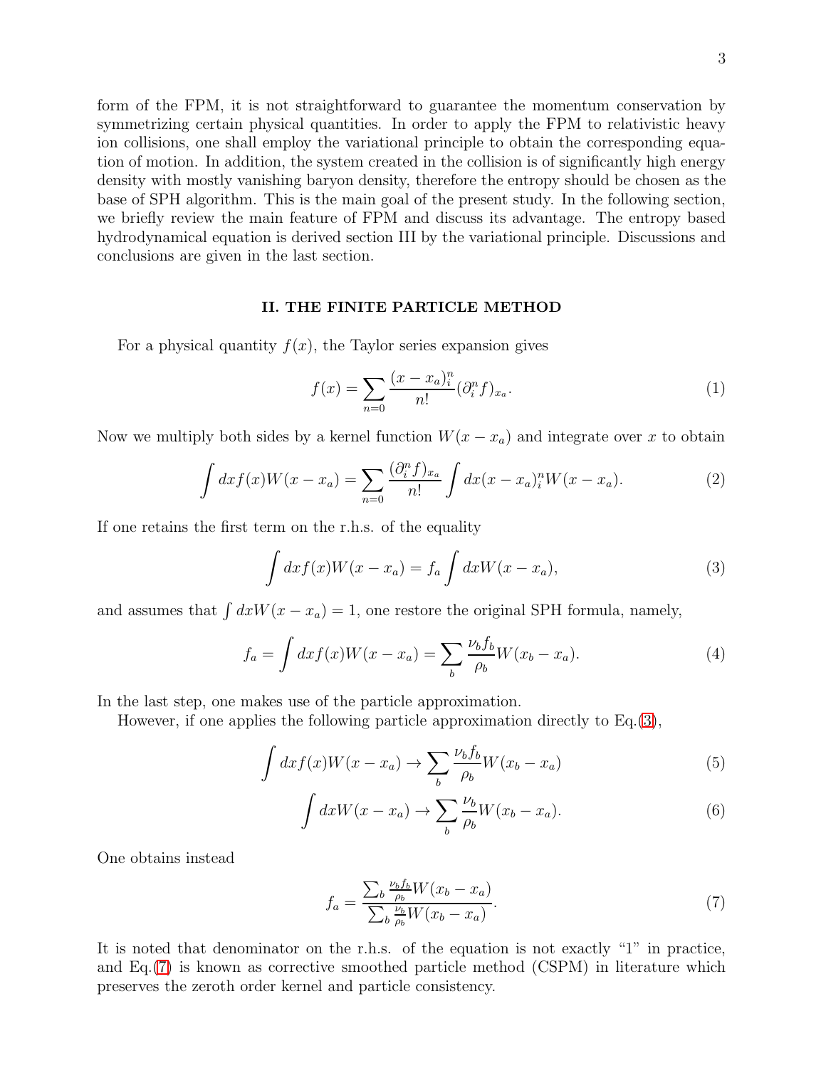form of the FPM, it is not straightforward to guarantee the momentum conservation by symmetrizing certain physical quantities. In order to apply the FPM to relativistic heavy ion collisions, one shall employ the variational principle to obtain the corresponding equation of motion. In addition, the system created in the collision is of significantly high energy density with mostly vanishing baryon density, therefore the entropy should be chosen as the base of SPH algorithm. This is the main goal of the present study. In the following section, we briefly review the main feature of FPM and discuss its advantage. The entropy based hydrodynamical equation is derived section III by the variational principle. Discussions and conclusions are given in the last section.

## II. THE FINITE PARTICLE METHOD

For a physical quantity $f(x)$, the Taylor series expansion gives

$$f(x) = \sum_{n=0} \frac{(x-x_a)_i^n}{n!}(\partial_i^n f)_{x_a}. \tag{1}$$

Now we multiply both sides by a kernel function $W(x-x_a)$ and integrate over $x$ to obtain

$$\int dx f(x) W(x-x_a) = \sum_{n=0} \frac{(\partial_i^n f)_{x_a}}{n!} \int dx (x-x_a)_i^n W(x-x_a). \tag{2}$$

If one retains the first term on the r.h.s. of the equality

$$\int dx f(x) W(x-x_a) = f_a \int dx W(x-x_a), \tag{3}$$

and assumes that $\int dx W(x-x_a) = 1$, one restore the original SPH formula, namely,

$$f_a = \int dx f(x) W(x-x_a) = \sum_b \frac{\nu_b f_b}{\rho_b} W(x_b - x_a). \tag{4}$$

In the last step, one makes use of the particle approximation.

However, if one applies the following particle approximation directly to Eq.(3),

$$\int dx f(x) W(x-x_a) \to \sum_b \frac{\nu_b f_b}{\rho_b} W(x_b - x_a) \tag{5}$$

$$\int dx W(x-x_a) \to \sum_b \frac{\nu_b}{\rho_b} W(x_b - x_a). \tag{6}$$

One obtains instead

$$f_a = \frac{\sum_b \frac{\nu_b f_b}{\rho_b} W(x_b - x_a)}{\sum_b \frac{\nu_b}{\rho_b} W(x_b - x_a)}. \tag{7}$$

It is noted that denominator on the r.h.s. of the equation is not exactly "1" in practice, and Eq.(7) is known as corrective smoothed particle method (CSPM) in literature which preserves the zeroth order kernel and particle consistency.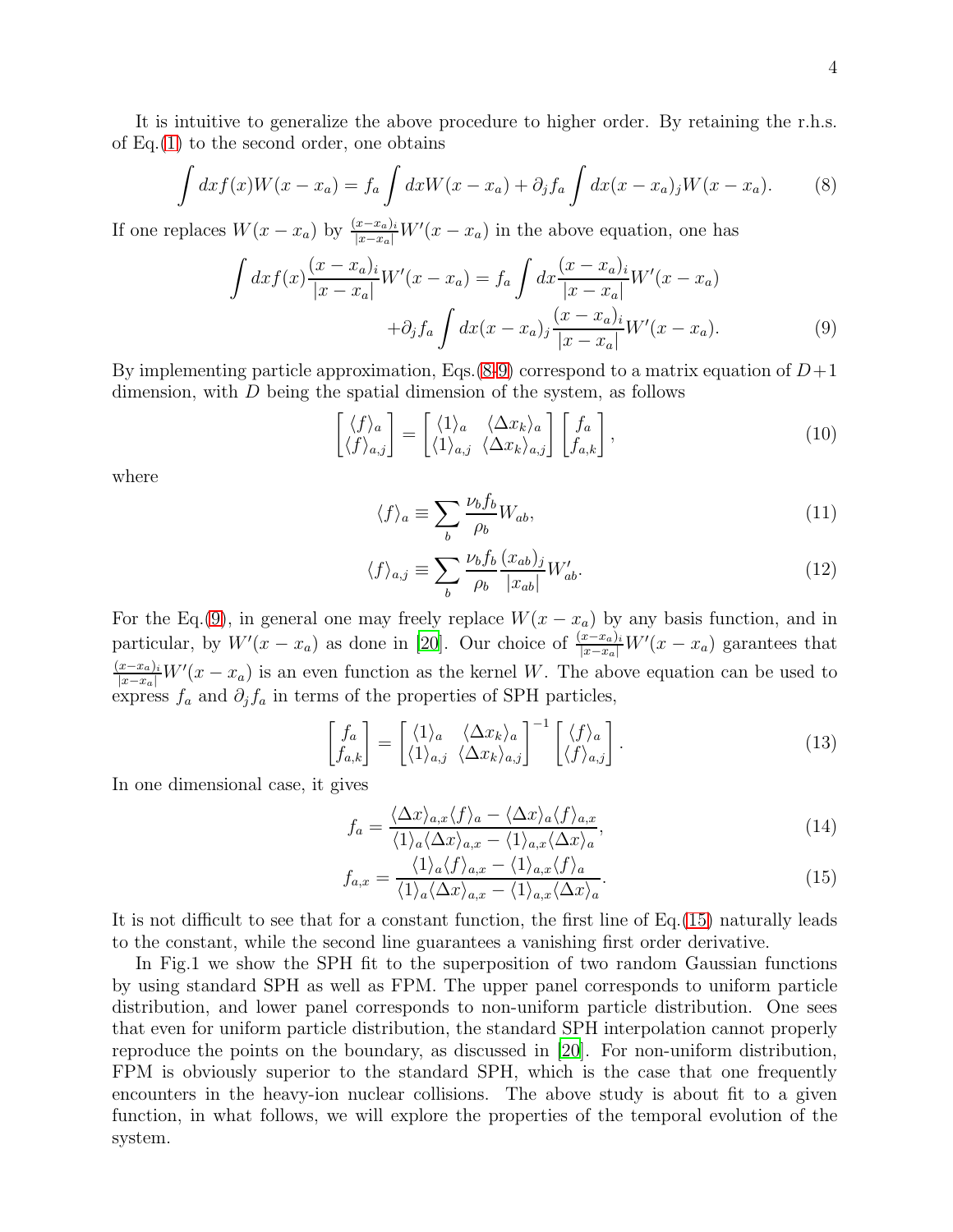It is intuitive to generalize the above procedure to higher order. By retaining the r.h.s. of Eq.(1) to the second order, one obtains

$$\int dx f(x)W(x-x_a) = f_a \int dx W(x-x_a) + \partial_j f_a \int dx (x-x_a)_j W(x-x_a). \tag{8}$$

If one replaces $W(x-x_a)$ by $\frac{(x-x_a)_i}{|x-x_a|}W'(x-x_a)$ in the above equation, one has

$$\begin{aligned}\int dx f(x)\frac{(x-x_a)_i}{|x-x_a|}W'(x-x_a) &= f_a \int dx \frac{(x-x_a)_i}{|x-x_a|}W'(x-x_a) \\ &+\partial_j f_a \int dx (x-x_a)_j \frac{(x-x_a)_i}{|x-x_a|}W'(x-x_a).\end{aligned} \tag{9}$$

By implementing particle approximation, Eqs.(8-9) correspond to a matrix equation of $D+1$ dimension, with $D$ being the spatial dimension of the system, as follows

$$\begin{bmatrix}\langle f\rangle_a \\ \langle f\rangle_{a,j}\end{bmatrix} = \begin{bmatrix}\langle 1\rangle_a & \langle \Delta x_k\rangle_a \\ \langle 1\rangle_{a,j} & \langle \Delta x_k\rangle_{a,j}\end{bmatrix}\begin{bmatrix} f_a \\ f_{a,k}\end{bmatrix}, \tag{10}$$

where

$$\langle f\rangle_a \equiv \sum_b \frac{\nu_b f_b}{\rho_b} W_{ab}, \tag{11}$$

$$\langle f\rangle_{a,j} \equiv \sum_b \frac{\nu_b f_b}{\rho_b} \frac{(x_{ab})_j}{|x_{ab}|} W'_{ab}. \tag{12}$$

For the Eq.(9), in general one may freely replace $W(x-x_a)$ by any basis function, and in particular, by $W'(x-x_a)$ as done in [20]. Our choice of $\frac{(x-x_a)_i}{|x-x_a|}W'(x-x_a)$ garantees that $\frac{(x-x_a)_i}{|x-x_a|}W'(x-x_a)$ is an even function as the kernel $W$. The above equation can be used to express $f_a$ and $\partial_j f_a$ in terms of the properties of SPH particles,

$$\begin{bmatrix} f_a \\ f_{a,k}\end{bmatrix} = \begin{bmatrix}\langle 1\rangle_a & \langle \Delta x_k\rangle_a \\ \langle 1\rangle_{a,j} & \langle \Delta x_k\rangle_{a,j}\end{bmatrix}^{-1}\begin{bmatrix}\langle f\rangle_a \\ \langle f\rangle_{a,j}\end{bmatrix}. \tag{13}$$

In one dimensional case, it gives

$$f_a = \frac{\langle \Delta x\rangle_{a,x}\langle f\rangle_a - \langle \Delta x\rangle_a \langle f\rangle_{a,x}}{\langle 1\rangle_a \langle \Delta x\rangle_{a,x} - \langle 1\rangle_{a,x}\langle \Delta x\rangle_a}, \tag{14}$$

$$f_{a,x} = \frac{\langle 1\rangle_a \langle f\rangle_{a,x} - \langle 1\rangle_{a,x}\langle f\rangle_a}{\langle 1\rangle_a \langle \Delta x\rangle_{a,x} - \langle 1\rangle_{a,x}\langle \Delta x\rangle_a}. \tag{15}$$

It is not difficult to see that for a constant function, the first line of Eq.(15) naturally leads to the constant, while the second line guarantees a vanishing first order derivative.

In Fig.1 we show the SPH fit to the superposition of two random Gaussian functions by using standard SPH as well as FPM. The upper panel corresponds to uniform particle distribution, and lower panel corresponds to non-uniform particle distribution. One sees that even for uniform particle distribution, the standard SPH interpolation cannot properly reproduce the points on the boundary, as discussed in [20]. For non-uniform distribution, FPM is obviously superior to the standard SPH, which is the case that one frequently encounters in the heavy-ion nuclear collisions. The above study is about fit to a given function, in what follows, we will explore the properties of the temporal evolution of the system.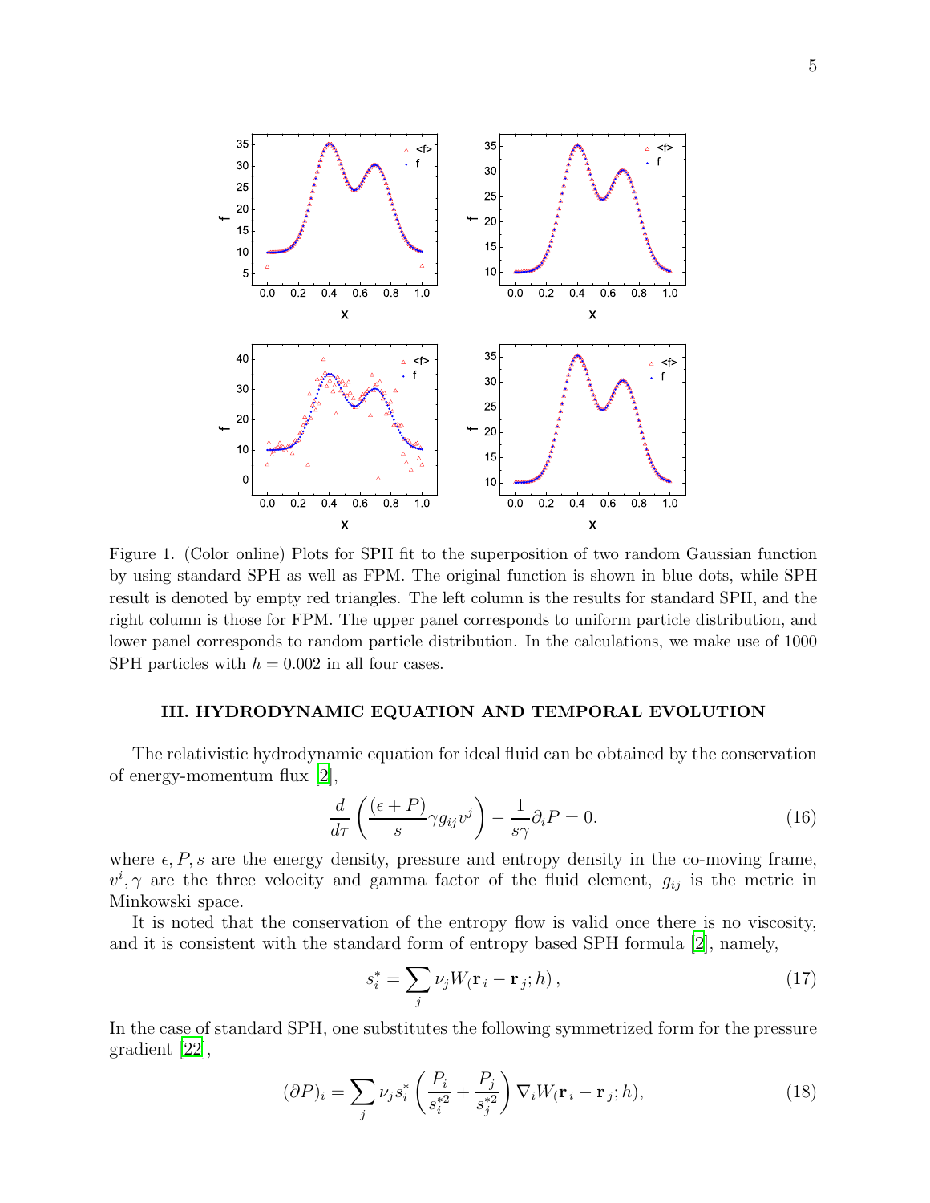Figure 1. (Color online) Plots for SPH fit to the superposition of two random Gaussian function by using standard SPH as well as FPM. The original function is shown in blue dots, while SPH result is denoted by empty red triangles. The left column is the results for standard SPH, and the right column is those for FPM. The upper panel corresponds to uniform particle distribution, and lower panel corresponds to random particle distribution. In the calculations, we make use of 1000 SPH particles with $h = 0.002$ in all four cases.

## III. HYDRODYNAMIC EQUATION AND TEMPORAL EVOLUTION

The relativistic hydrodynamic equation for ideal fluid can be obtained by the conservation of energy-momentum flux [2],

$$\frac{d}{d\tau}\left(\frac{(\epsilon + P)}{s}\gamma g_{ij} v^j\right) - \frac{1}{s\gamma}\partial_i P = 0. \tag{16}$$

where $\epsilon, P, s$ are the energy density, pressure and entropy density in the co-moving frame, $v^i, \gamma$ are the three velocity and gamma factor of the fluid element, $g_{ij}$ is the metric in Minkowski space.

It is noted that the conservation of the entropy flow is valid once there is no viscosity, and it is consistent with the standard form of entropy based SPH formula [2], namely,

$$s_i^* = \sum_j \nu_j W(\mathbf{r}_i - \mathbf{r}_j; h)\,, \tag{17}$$

In the case of standard SPH, one substitutes the following symmetrized form for the pressure gradient [22],

$$(\partial P)_i = \sum_j \nu_j s_i^* \left(\frac{P_i}{s_i^{*2}} + \frac{P_j}{s_j^{*2}}\right) \nabla_i W(\mathbf{r}_i - \mathbf{r}_j; h), \tag{18}$$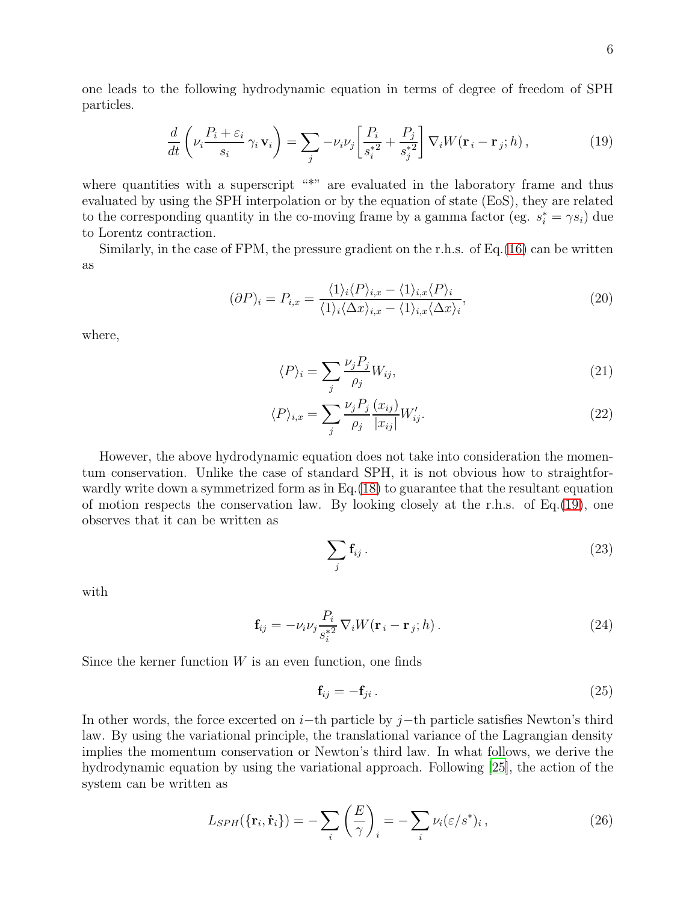one leads to the following hydrodynamic equation in terms of degree of freedom of SPH particles.

$$\frac{d}{dt}\left(\nu_i \frac{P_i + \varepsilon_i}{s_i}\,\gamma_i\,\mathbf{v}_i\right) = \sum_j -\nu_i\nu_j\left[\frac{P_i}{s_i^{*2}} + \frac{P_j}{s_j^{*2}}\right]\nabla_i W(\mathbf{r}_i - \mathbf{r}_j; h)\,, \tag{19}$$

where quantities with a superscript "*" are evaluated in the laboratory frame and thus evaluated by using the SPH interpolation or by the equation of state (EoS), they are related to the corresponding quantity in the co-moving frame by a gamma factor (eg. $s_i^* = \gamma s_i$) due to Lorentz contraction.

Similarly, in the case of FPM, the pressure gradient on the r.h.s. of Eq.(16) can be written as

$$(\partial P)_i = P_{i,x} = \frac{\langle 1\rangle_i \langle P\rangle_{i,x} - \langle 1\rangle_{i,x}\langle P\rangle_i}{\langle 1\rangle_i\langle \Delta x\rangle_{i,x} - \langle 1\rangle_{i,x}\langle \Delta x\rangle_i}, \tag{20}$$

where,

$$\langle P\rangle_i = \sum_j \frac{\nu_j P_j}{\rho_j} W_{ij}, \tag{21}$$

$$\langle P\rangle_{i,x} = \sum_j \frac{\nu_j P_j}{\rho_j}\frac{(x_{ij})}{|x_{ij}|} W'_{ij}. \tag{22}$$

However, the above hydrodynamic equation does not take into consideration the momentum conservation. Unlike the case of standard SPH, it is not obvious how to straightforwardly write down a symmetrized form as in Eq.(18) to guarantee that the resultant equation of motion respects the conservation law. By looking closely at the r.h.s. of Eq.(19), one observes that it can be written as

$$\sum_j \mathbf{f}_{ij}\,. \tag{23}$$

with

$$\mathbf{f}_{ij} = -\nu_i\nu_j \frac{P_i}{s_i^{*2}}\nabla_i W(\mathbf{r}_i - \mathbf{r}_j; h)\,. \tag{24}$$

Since the kerner function $W$ is an even function, one finds

$$\mathbf{f}_{ij} = -\mathbf{f}_{ji}\,. \tag{25}$$

In other words, the force excerted on $i-$th particle by $j-$th particle satisfies Newton's third law. By using the variational principle, the translational variance of the Lagrangian density implies the momentum conservation or Newton's third law. In what follows, we derive the hydrodynamic equation by using the variational approach. Following [25], the action of the system can be written as

$$L_{SPH}(\{\mathbf{r}_i, \dot{\mathbf{r}}_i\}) = -\sum_i \left(\frac{E}{\gamma}\right)_i = -\sum_i \nu_i(\varepsilon/s^*)_i\,, \tag{26}$$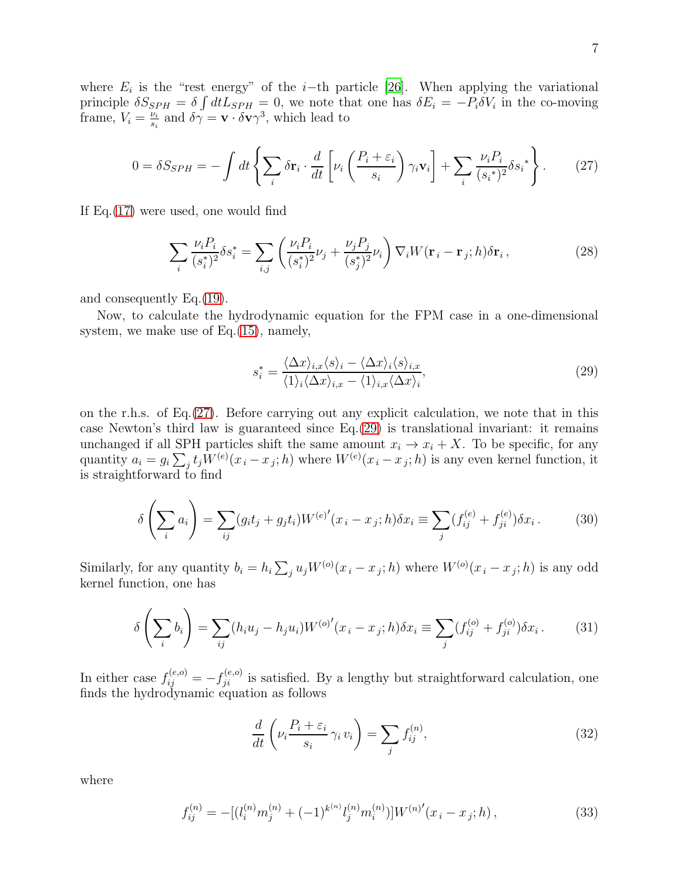where $E_i$ is the "rest energy" of the $i-$th particle [26]. When applying the variational principle $\delta S_{SPH} = \delta \int dt L_{SPH} = 0$, we note that one has $\delta E_i = -P_i \delta V_i$ in the co-moving frame, $V_i = \frac{\nu_i}{s_i}$ and $\delta\gamma = \mathbf{v}\cdot\delta\mathbf{v}\gamma^3$, which lead to

$$0 = \delta S_{SPH} = -\int dt \left\{ \sum_i \delta \mathbf{r}_i \cdot \frac{d}{dt}\left[\nu_i \left(\frac{P_i+\varepsilon_i}{s_i}\right)\gamma_i \mathbf{v}_i\right] + \sum_i \frac{\nu_i P_i}{({s_i}^*)^2}\delta {s_i}^* \right\}. \tag{27}$$

If Eq.(17) were used, one would find

$$\sum_i \frac{\nu_i P_i}{(s_i^*)^2}\delta s_i^* = \sum_{i,j}\left(\frac{\nu_i P_i}{(s_i^*)^2}\nu_j + \frac{\nu_j P_j}{(s_j^*)^2}\nu_i\right)\nabla_i W(\mathbf{r}_i - \mathbf{r}_j;h)\delta \mathbf{r}_i\,, \tag{28}$$

and consequently Eq.(19).

Now, to calculate the hydrodynamic equation for the FPM case in a one-dimensional system, we make use of Eq.(15), namely,

$$s_i^* = \frac{\langle \Delta x\rangle_{i,x}\langle s\rangle_i - \langle \Delta x\rangle_i \langle s\rangle_{i,x}}{\langle 1\rangle_i \langle \Delta x\rangle_{i,x} - \langle 1\rangle_{i,x}\langle \Delta x\rangle_i}, \tag{29}$$

on the r.h.s. of Eq.(27). Before carrying out any explicit calculation, we note that in this case Newton's third law is guaranteed since Eq.(29) is translational invariant: it remains unchanged if all SPH particles shift the same amount $x_i \to x_i + X$. To be specific, for any quantity $a_i = g_i \sum_j t_j W^{(e)}(x_i - x_j;h)$ where $W^{(e)}(x_i - x_j;h)$ is any even kernel function, it is straightforward to find

$$\delta\left(\sum_i a_i\right) = \sum_{ij}(g_i t_j + g_j t_i) {W^{(e)}}'(x_i - x_j;h)\delta x_i \equiv \sum_j (f_{ij}^{(e)} + f_{ji}^{(e)})\delta x_i\,. \tag{30}$$

Similarly, for any quantity $b_i = h_i \sum_j u_j W^{(o)}(x_i - x_j;h)$ where $W^{(o)}(x_i - x_j;h)$ is any odd kernel function, one has

$$\delta\left(\sum_i b_i\right) = \sum_{ij}(h_i u_j - h_j u_i) {W^{(o)}}'(x_i - x_j;h)\delta x_i \equiv \sum_j (f_{ij}^{(o)} + f_{ji}^{(o)})\delta x_i\,. \tag{31}$$

In either case $f_{ij}^{(e,o)} = -f_{ji}^{(e,o)}$ is satisfied. By a lengthy but straightforward calculation, one finds the hydrodynamic equation as follows

$$\frac{d}{dt}\left(\nu_i \frac{P_i+\varepsilon_i}{s_i}\gamma_i v_i\right) = \sum_j f_{ij}^{(n)}, \tag{32}$$

where

$$f_{ij}^{(n)} = -[(l_i^{(n)} m_j^{(n)} + (-1)^{k^{(n)}} l_j^{(n)} m_i^{(n)})]{W^{(n)}}'(x_i - x_j;h)\,, \tag{33}$$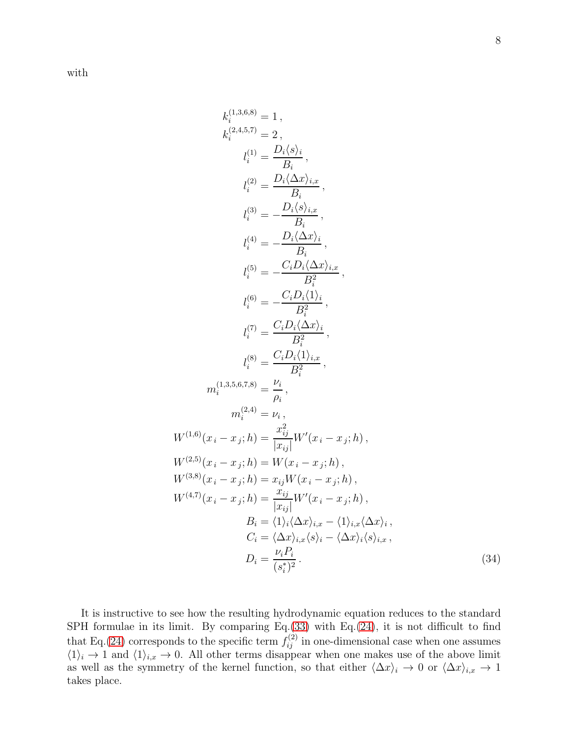with

$$
\begin{aligned}
k_i^{(1,3,6,8)} &= 1\,, \\
k_i^{(2,4,5,7)} &= 2\,, \\
l_i^{(1)} &= \frac{D_i \langle s \rangle_i}{B_i}\,, \\
l_i^{(2)} &= \frac{D_i \langle \Delta x \rangle_{i,x}}{B_i}\,, \\
l_i^{(3)} &= -\frac{D_i \langle s \rangle_{i,x}}{B_i}\,, \\
l_i^{(4)} &= -\frac{D_i \langle \Delta x \rangle_{i}}{B_i}\,, \\
l_i^{(5)} &= -\frac{C_i D_i \langle \Delta x \rangle_{i,x}}{B_i^2}\,, \\
l_i^{(6)} &= -\frac{C_i D_i \langle 1 \rangle_{i}}{B_i^2}\,, \\
l_i^{(7)} &= \frac{C_i D_i \langle \Delta x \rangle_{i}}{B_i^2}\,, \\
l_i^{(8)} &= \frac{C_i D_i \langle 1 \rangle_{i,x}}{B_i^2}\,, \\
m_i^{(1,3,5,6,7,8)} &= \frac{\nu_i}{\rho_i}\,, \\
m_i^{(2,4)} &= \nu_i\,, \\
W^{(1,6)}(x_i - x_j; h) &= \frac{x_{ij}^2}{|x_{ij}|} W'(x_i - x_j; h)\,, \\
W^{(2,5)}(x_i - x_j; h) &= W(x_i - x_j; h)\,, \\
W^{(3,8)}(x_i - x_j; h) &= x_{ij} W(x_i - x_j; h)\,, \\
W^{(4,7)}(x_i - x_j; h) &= \frac{x_{ij}}{|x_{ij}|} W'(x_i - x_j; h)\,, \\
B_i &= \langle 1 \rangle_i \langle \Delta x \rangle_{i,x} - \langle 1 \rangle_{i,x} \langle \Delta x \rangle_i\,, \\
C_i &= \langle \Delta x \rangle_{i,x} \langle s \rangle_i - \langle \Delta x \rangle_i \langle s \rangle_{i,x}\,, \\
D_i &= \frac{\nu_i P_i}{(s_i^*)^2}\,.
\end{aligned}
\tag{34}
$$

It is instructive to see how the resulting hydrodynamic equation reduces to the standard SPH formulae in its limit. By comparing Eq.(33) with Eq.(24), it is not difficult to find that Eq.(24) corresponds to the specific term $f_{ij}^{(2)}$ in one-dimensional case when one assumes $\langle 1 \rangle_i \to 1$ and $\langle 1 \rangle_{i,x} \to 0$. All other terms disappear when one makes use of the above limit as well as the symmetry of the kernel function, so that either $\langle \Delta x \rangle_i \to 0$ or $\langle \Delta x \rangle_{i,x} \to 1$ takes place.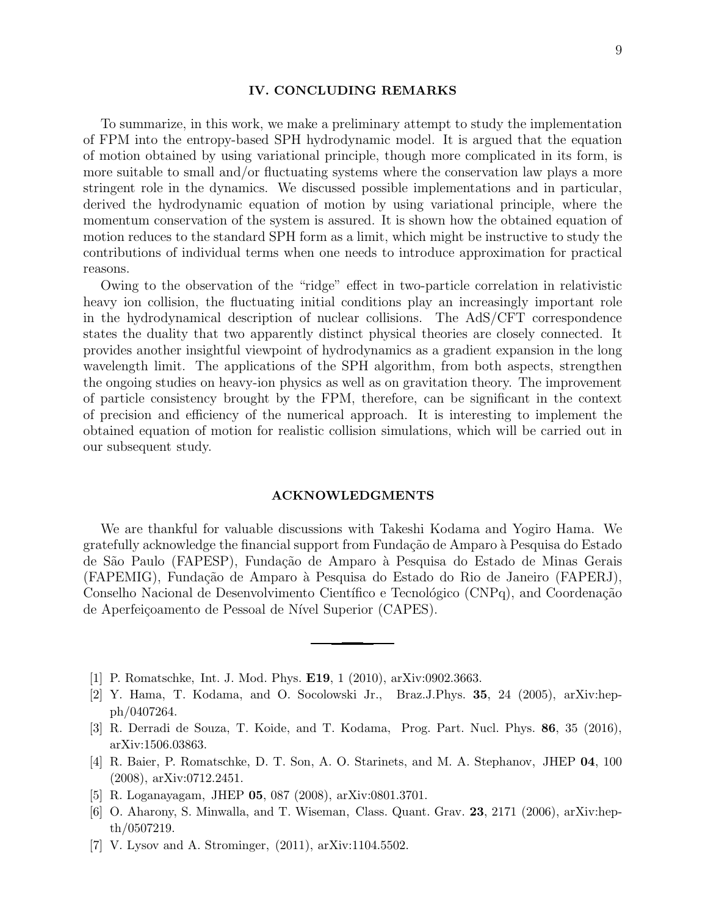## IV. CONCLUDING REMARKS

To summarize, in this work, we make a preliminary attempt to study the implementation of FPM into the entropy-based SPH hydrodynamic model. It is argued that the equation of motion obtained by using variational principle, though more complicated in its form, is more suitable to small and/or fluctuating systems where the conservation law plays a more stringent role in the dynamics. We discussed possible implementations and in particular, derived the hydrodynamic equation of motion by using variational principle, where the momentum conservation of the system is assured. It is shown how the obtained equation of motion reduces to the standard SPH form as a limit, which might be instructive to study the contributions of individual terms when one needs to introduce approximation for practical reasons.

Owing to the observation of the "ridge" effect in two-particle correlation in relativistic heavy ion collision, the fluctuating initial conditions play an increasingly important role in the hydrodynamical description of nuclear collisions. The AdS/CFT correspondence states the duality that two apparently distinct physical theories are closely connected. It provides another insightful viewpoint of hydrodynamics as a gradient expansion in the long wavelength limit. The applications of the SPH algorithm, from both aspects, strengthen the ongoing studies on heavy-ion physics as well as on gravitation theory. The improvement of particle consistency brought by the FPM, therefore, can be significant in the context of precision and efficiency of the numerical approach. It is interesting to implement the obtained equation of motion for realistic collision simulations, which will be carried out in our subsequent study.

## ACKNOWLEDGMENTS

We are thankful for valuable discussions with Takeshi Kodama and Yogiro Hama. We gratefully acknowledge the financial support from Fundação de Amparo à Pesquisa do Estado de São Paulo (FAPESP), Fundação de Amparo à Pesquisa do Estado de Minas Gerais (FAPEMIG), Fundação de Amparo à Pesquisa do Estado do Rio de Janeiro (FAPERJ), Conselho Nacional de Desenvolvimento Científico e Tecnológico (CNPq), and Coordenação de Aperfeiçoamento de Pessoal de Nível Superior (CAPES).

---

[1] P. Romatschke, Int. J. Mod. Phys. **E19**, 1 (2010), arXiv:0902.3663.

[2] Y. Hama, T. Kodama, and O. Socolowski Jr., Braz.J.Phys. **35**, 24 (2005), arXiv:hep-ph/0407264.

[3] R. Derradi de Souza, T. Koide, and T. Kodama, Prog. Part. Nucl. Phys. **86**, 35 (2016), arXiv:1506.03863.

[4] R. Baier, P. Romatschke, D. T. Son, A. O. Starinets, and M. A. Stephanov, JHEP **04**, 100 (2008), arXiv:0712.2451.

[5] R. Loganayagam, JHEP **05**, 087 (2008), arXiv:0801.3701.

[6] O. Aharony, S. Minwalla, and T. Wiseman, Class. Quant. Grav. **23**, 2171 (2006), arXiv:hep-th/0507219.

[7] V. Lysov and A. Strominger, (2011), arXiv:1104.5502.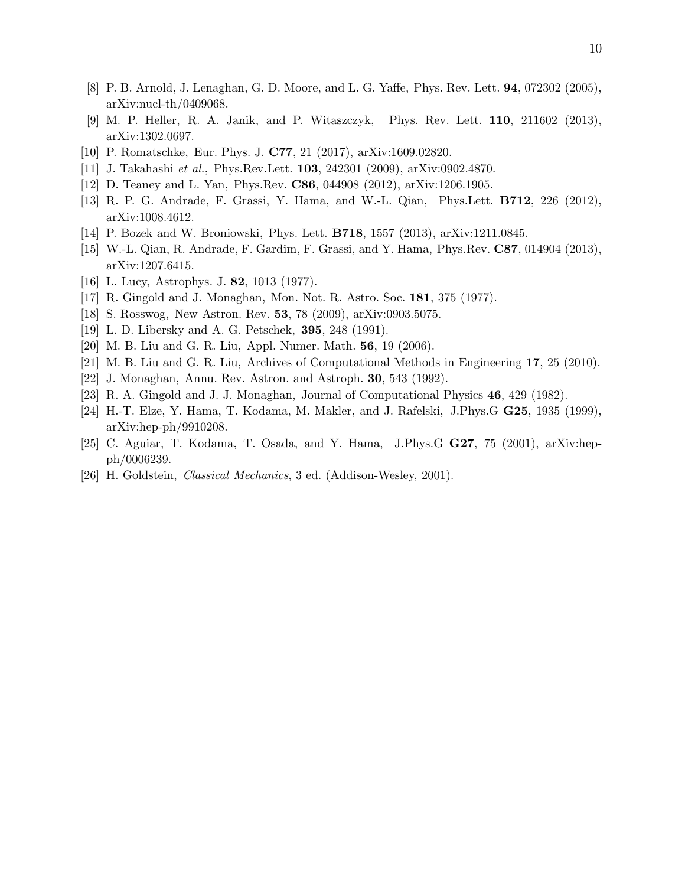[8] P. B. Arnold, J. Lenaghan, G. D. Moore, and L. G. Yaffe, Phys. Rev. Lett. **94**, 072302 (2005), arXiv:nucl-th/0409068.

[9] M. P. Heller, R. A. Janik, and P. Witaszczyk, Phys. Rev. Lett. **110**, 211602 (2013), arXiv:1302.0697.

[10] P. Romatschke, Eur. Phys. J. **C77**, 21 (2017), arXiv:1609.02820.

[11] J. Takahashi *et al.*, Phys.Rev.Lett. **103**, 242301 (2009), arXiv:0902.4870.

[12] D. Teaney and L. Yan, Phys.Rev. **C86**, 044908 (2012), arXiv:1206.1905.

[13] R. P. G. Andrade, F. Grassi, Y. Hama, and W.-L. Qian, Phys.Lett. **B712**, 226 (2012), arXiv:1008.4612.

[14] P. Bozek and W. Broniowski, Phys. Lett. **B718**, 1557 (2013), arXiv:1211.0845.

[15] W.-L. Qian, R. Andrade, F. Gardim, F. Grassi, and Y. Hama, Phys.Rev. **C87**, 014904 (2013), arXiv:1207.6415.

[16] L. Lucy, Astrophys. J. **82**, 1013 (1977).

[17] R. Gingold and J. Monaghan, Mon. Not. R. Astro. Soc. **181**, 375 (1977).

[18] S. Rosswog, New Astron. Rev. **53**, 78 (2009), arXiv:0903.5075.

[19] L. D. Libersky and A. G. Petschek, **395**, 248 (1991).

[20] M. B. Liu and G. R. Liu, Appl. Numer. Math. **56**, 19 (2006).

[21] M. B. Liu and G. R. Liu, Archives of Computational Methods in Engineering **17**, 25 (2010).

[22] J. Monaghan, Annu. Rev. Astron. and Astroph. **30**, 543 (1992).

[23] R. A. Gingold and J. J. Monaghan, Journal of Computational Physics **46**, 429 (1982).

[24] H.-T. Elze, Y. Hama, T. Kodama, M. Makler, and J. Rafelski, J.Phys.G **G25**, 1935 (1999), arXiv:hep-ph/9910208.

[25] C. Aguiar, T. Kodama, T. Osada, and Y. Hama, J.Phys.G **G27**, 75 (2001), arXiv:hep-ph/0006239.

[26] H. Goldstein, *Classical Mechanics*, 3 ed. (Addison-Wesley, 2001).